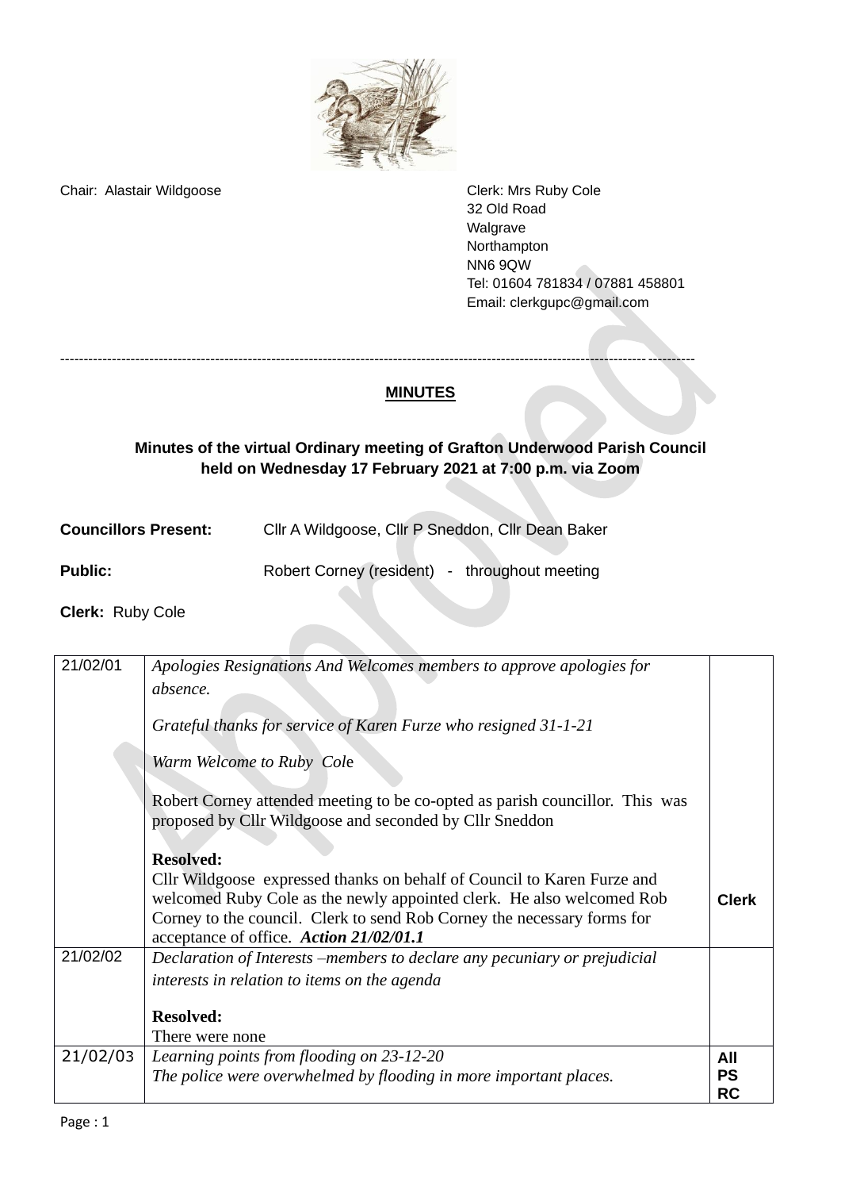Chair: Alastair Wildgoose

Clerk: Mrs Ruby Cole
32 Old Road
Walgrave
Northampton
NN6 9QW
Tel: 01604 781834 / 07881 458801
Email: clerkgupc@gmail.com

---

**MINUTES**

**Minutes of the virtual Ordinary meeting of Grafton Underwood Parish Council held on Wednesday 17 February 2021 at 7:00 p.m. via Zoom**

**Councillors Present:** Cllr A Wildgoose, Cllr P Sneddon, Cllr Dean Baker

**Public:** Robert Corney (resident) - throughout meeting

**Clerk:** Ruby Cole

| | | |
|---|---|---|
| 21/02/01 | *Apologies Resignations And Welcomes members to approve apologies for absence.*<br><br>*Grateful thanks for service of Karen Furze who resigned 31-1-21*<br><br>*Warm Welcome to Ruby Cole*<br><br>Robert Corney attended meeting to be co-opted as parish councillor. This was proposed by Cllr Wildgoose and seconded by Cllr Sneddon<br><br>**Resolved:**<br>Cllr Wildgoose expressed thanks on behalf of Council to Karen Furze and welcomed Ruby Cole as the newly appointed clerk. He also welcomed Rob Corney to the council. Clerk to send Rob Corney the necessary forms for acceptance of office. ***Action 21/02/01.1*** | **Clerk** |
| 21/02/02 | *Declaration of Interests –members to declare any pecuniary or prejudicial interests in relation to items on the agenda*<br><br>**Resolved:**<br>There were none | |
| 21/02/03 | *Learning points from flooding on 23-12-20*<br>*The police were overwhelmed by flooding in more important places.* | **All**<br>**PS**<br>**RC** |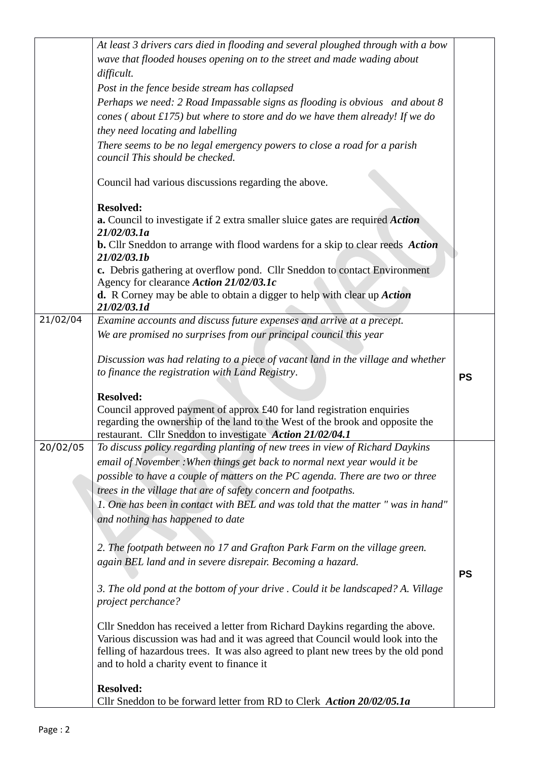| | | |
|---|---|---|
| | *At least 3 drivers cars died in flooding and several ploughed through with a bow wave that flooded houses opening on to the street and made wading about difficult.*<br>*Post in the fence beside stream has collapsed*<br>*Perhaps we need: 2 Road Impassable signs as flooding is obvious and about 8 cones ( about £175) but where to store and do we have them already! If we do they need locating and labelling*<br>*There seems to be no legal emergency powers to close a road for a parish council This should be checked.*<br><br>Council had various discussions regarding the above.<br><br>**Resolved:**<br>**a.** Council to investigate if 2 extra smaller sluice gates are required ***Action 21/02/03.1a***<br>**b.** Cllr Sneddon to arrange with flood wardens for a skip to clear reeds ***Action 21/02/03.1b***<br>**c.** Debris gathering at overflow pond. Cllr Sneddon to contact Environment Agency for clearance ***Action 21/02/03.1c***<br>**d.** R Corney may be able to obtain a digger to help with clear up ***Action 21/02/03.1d*** | |
| 21/02/04 | *Examine accounts and discuss future expenses and arrive at a precept.*<br>*We are promised no surprises from our principal council this year*<br><br>*Discussion was had relating to a piece of vacant land in the village and whether to finance the registration with Land Registry*.<br><br>**Resolved:**<br>Council approved payment of approx £40 for land registration enquiries regarding the ownership of the land to the West of the brook and opposite the restaurant. Cllr Sneddon to investigate ***Action 21/02/04.1*** | **PS** |
| 20/02/05 | *To discuss policy regarding planting of new trees in view of Richard Daykins email of November :When things get back to normal next year would it be possible to have a couple of matters on the PC agenda. There are two or three trees in the village that are of safety concern and footpaths.*<br>*1. One has been in contact with BEL and was told that the matter " was in hand" and nothing has happened to date*<br><br>*2. The footpath between no 17 and Grafton Park Farm on the village green. again BEL land and in severe disrepair. Becoming a hazard.*<br><br>*3. The old pond at the bottom of your drive . Could it be landscaped? A. Village project perchance?*<br><br>Cllr Sneddon has received a letter from Richard Daykins regarding the above. Various discussion was had and it was agreed that Council would look into the felling of hazardous trees. It was also agreed to plant new trees by the old pond and to hold a charity event to finance it<br><br>**Resolved:**<br>Cllr Sneddon to be forward letter from RD to Clerk ***Action 20/02/05.1a*** | **PS** |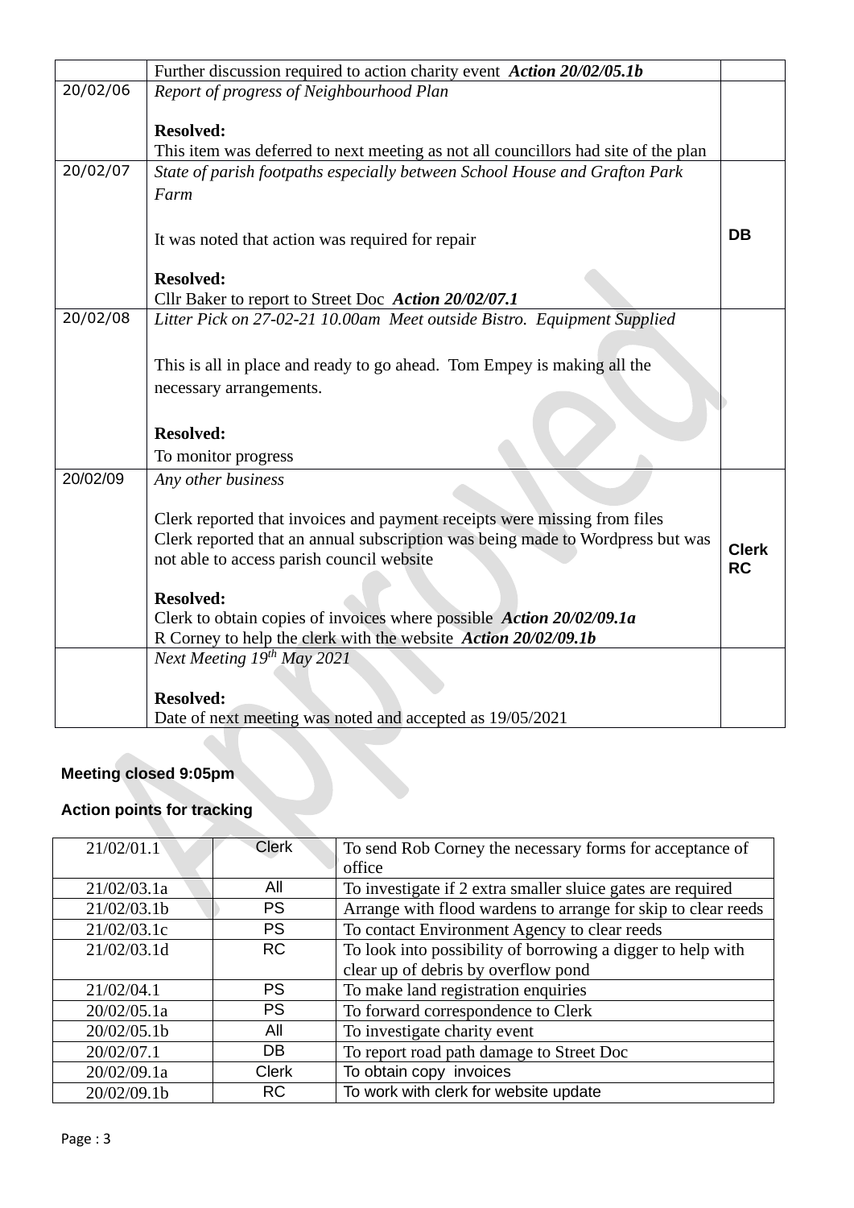| | | |
|---|---|---|
| | Further discussion required to action charity event ***Action 20/02/05.1b*** | |
| 20/02/06 | *Report of progress of Neighbourhood Plan*<br><br>**Resolved:**<br>This item was deferred to next meeting as not all councillors had site of the plan | |
| 20/02/07 | *State of parish footpaths especially between School House and Grafton Park Farm*<br><br>It was noted that action was required for repair<br><br>**Resolved:**<br>Cllr Baker to report to Street Doc ***Action 20/02/07.1*** | **DB** |
| 20/02/08 | *Litter Pick on 27-02-21 10.00am Meet outside Bistro. Equipment Supplied*<br><br>This is all in place and ready to go ahead. Tom Empey is making all the necessary arrangements.<br><br>**Resolved:**<br>To monitor progress | |
| 20/02/09 | *Any other business*<br><br>Clerk reported that invoices and payment receipts were missing from files<br>Clerk reported that an annual subscription was being made to Wordpress but was not able to access parish council website<br><br>**Resolved:**<br>Clerk to obtain copies of invoices where possible ***Action 20/02/09.1a***<br>R Corney to help the clerk with the website ***Action 20/02/09.1b*** | **Clerk**<br>**RC** |
| | *Next Meeting 19th May 2021*<br><br>**Resolved:**<br>Date of next meeting was noted and accepted as 19/05/2021 | |

**Meeting closed 9:05pm**

**Action points for tracking**

| | | |
|---|---|---|
| 21/02/01.1 | Clerk | To send Rob Corney the necessary forms for acceptance of office |
| 21/02/03.1a | All | To investigate if 2 extra smaller sluice gates are required |
| 21/02/03.1b | PS | Arrange with flood wardens to arrange for skip to clear reeds |
| 21/02/03.1c | PS | To contact Environment Agency to clear reeds |
| 21/02/03.1d | RC | To look into possibility of borrowing a digger to help with clear up of debris by overflow pond |
| 21/02/04.1 | PS | To make land registration enquiries |
| 20/02/05.1a | PS | To forward correspondence to Clerk |
| 20/02/05.1b | All | To investigate charity event |
| 20/02/07.1 | DB | To report road path damage to Street Doc |
| 20/02/09.1a | Clerk | To obtain copy invoices |
| 20/02/09.1b | RC | To work with clerk for website update |